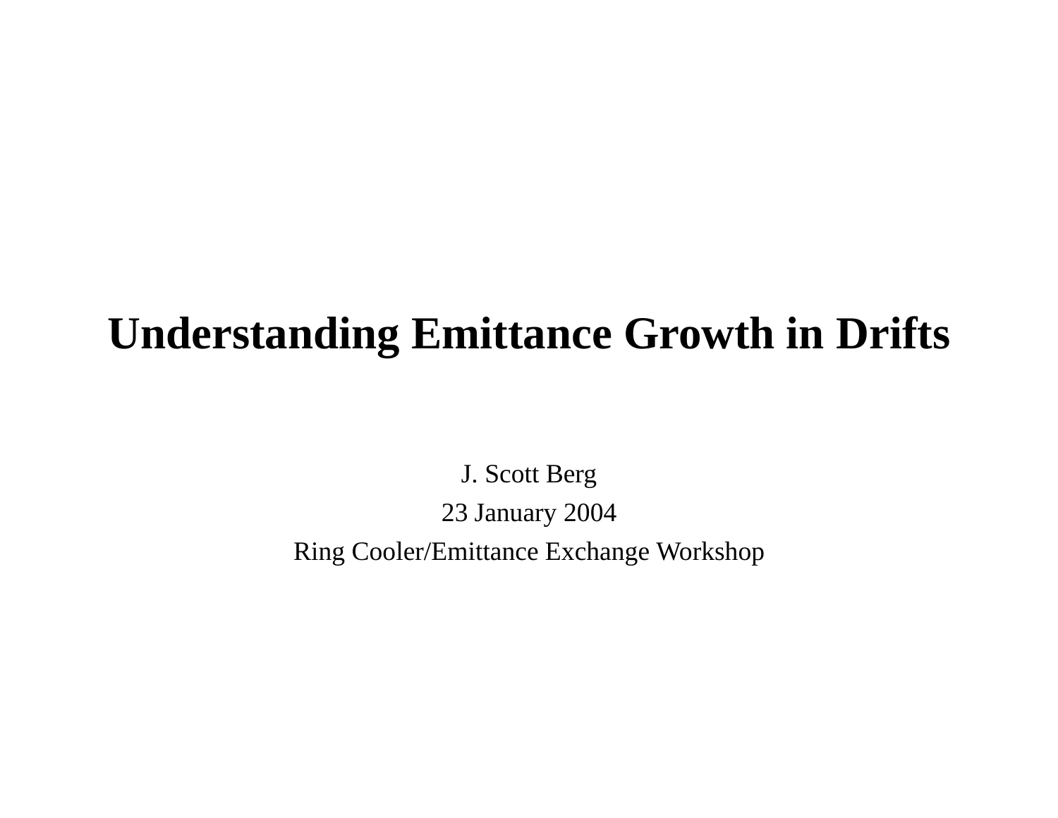# Understanding Emittance Growth in Drifts

J. Scott Berg

23 January 2004

Ring Cooler/Emittance Exchange Workshop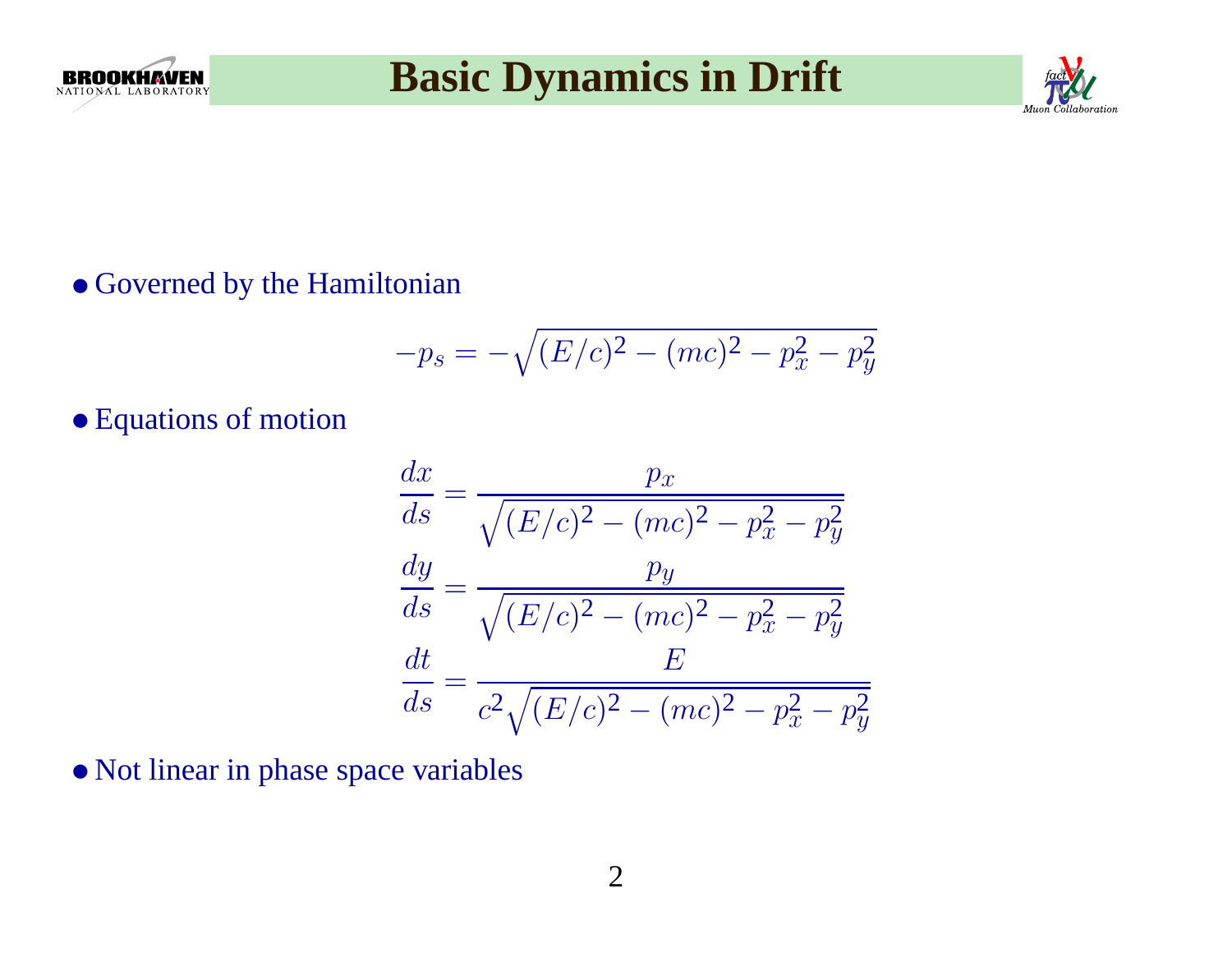# Basic Dynamics in Drift

- Governed by the Hamiltonian

$$-p_s = -\sqrt{(E/c)^2 - (mc)^2 - p_x^2 - p_y^2}$$

- Equations of motion

$$\frac{dx}{ds} = \frac{p_x}{\sqrt{(E/c)^2 - (mc)^2 - p_x^2 - p_y^2}}$$

$$\frac{dy}{ds} = \frac{p_y}{\sqrt{(E/c)^2 - (mc)^2 - p_x^2 - p_y^2}}$$

$$\frac{dt}{ds} = \frac{E}{c^2\sqrt{(E/c)^2 - (mc)^2 - p_x^2 - p_y^2}}$$

- Not linear in phase space variables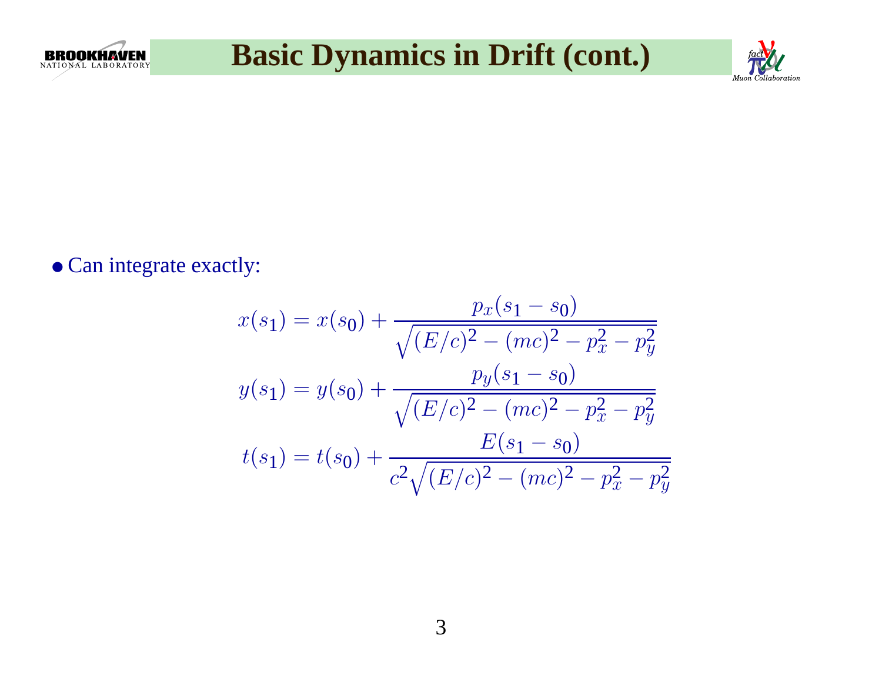# Basic Dynamics in Drift (cont.)

- Can integrate exactly:

$$x(s_1) = x(s_0) + \frac{p_x(s_1 - s_0)}{\sqrt{(E/c)^2 - (mc)^2 - p_x^2 - p_y^2}}$$

$$y(s_1) = y(s_0) + \frac{p_y(s_1 - s_0)}{\sqrt{(E/c)^2 - (mc)^2 - p_x^2 - p_y^2}}$$

$$t(s_1) = t(s_0) + \frac{E(s_1 - s_0)}{c^2\sqrt{(E/c)^2 - (mc)^2 - p_x^2 - p_y^2}}$$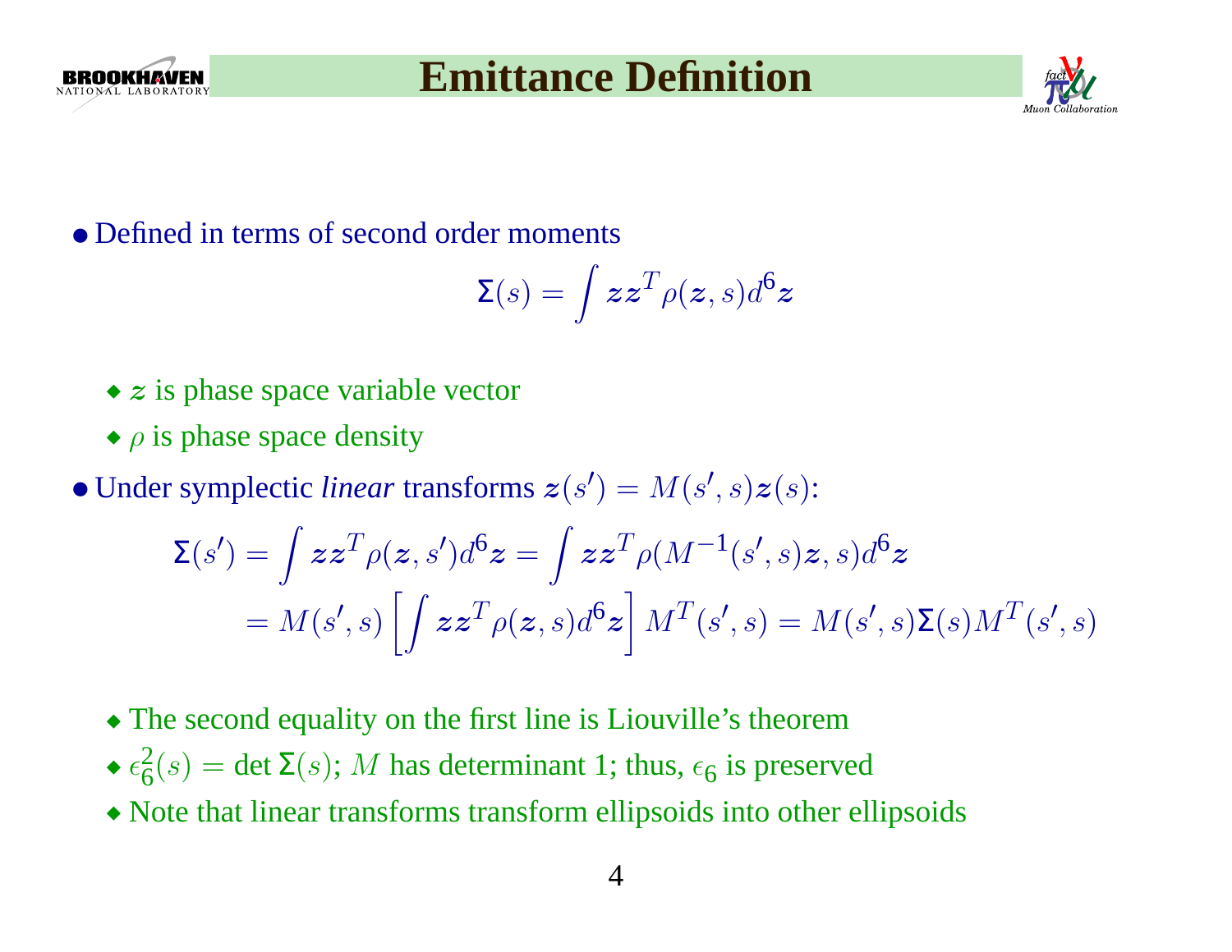# Emittance Definition

- Defined in terms of second order moments

$$\Sigma(s) = \int \boldsymbol{z}\boldsymbol{z}^T \rho(\boldsymbol{z}, s) d^6\boldsymbol{z}$$

  - $\boldsymbol{z}$ is phase space variable vector
  - $\rho$ is phase space density

- Under symplectic *linear* transforms $\boldsymbol{z}(s') = M(s', s)\boldsymbol{z}(s)$:

$$\begin{aligned}\Sigma(s') &= \int \boldsymbol{z}\boldsymbol{z}^T \rho(\boldsymbol{z}, s') d^6\boldsymbol{z} = \int \boldsymbol{z}\boldsymbol{z}^T \rho(M^{-1}(s', s)\boldsymbol{z}, s) d^6\boldsymbol{z} \\ &= M(s', s)\left[\int \boldsymbol{z}\boldsymbol{z}^T \rho(\boldsymbol{z}, s) d^6\boldsymbol{z}\right] M^T(s', s) = M(s', s)\Sigma(s)M^T(s', s)\end{aligned}$$

  - The second equality on the first line is Liouville's theorem
  - $\epsilon_6^2(s) = \det \Sigma(s)$; $M$ has determinant 1; thus, $\epsilon_6$ is preserved
  - Note that linear transforms transform ellipsoids into other ellipsoids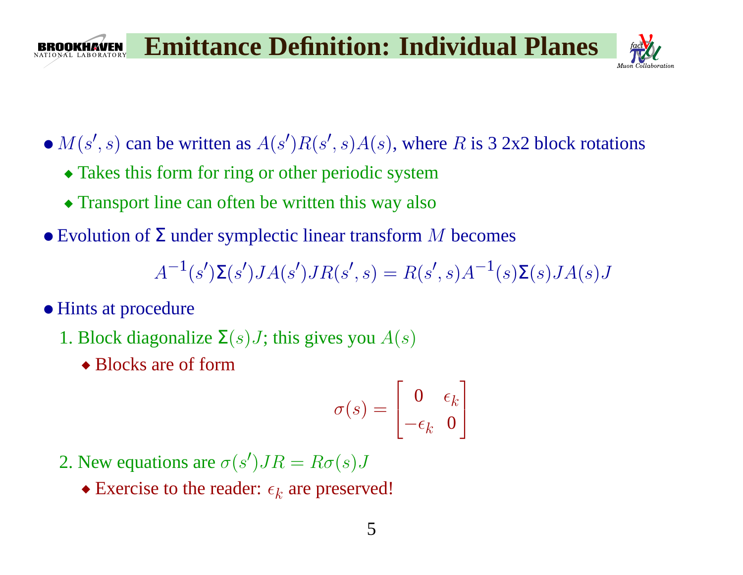# Emittance Definition: Individual Planes

- $M(s', s)$ can be written as $A(s')R(s', s)A(s)$, where $R$ is 3 2x2 block rotations
  - Takes this form for ring or other periodic system
  - Transport line can often be written this way also
- Evolution of $\boldsymbol{\Sigma}$ under symplectic linear transform $M$ becomes

$$A^{-1}(s')\boldsymbol{\Sigma}(s')JA(s')JR(s', s) = R(s', s)A^{-1}(s)\boldsymbol{\Sigma}(s)JA(s)J$$

- Hints at procedure
  1. Block diagonalize $\boldsymbol{\Sigma}(s)J$; this gives you $A(s)$
     - Blocks are of form

$$\sigma(s) = \begin{bmatrix} 0 & \epsilon_k \\ -\epsilon_k & 0 \end{bmatrix}$$

  2. New equations are $\sigma(s')JR = R\sigma(s)J$
     - Exercise to the reader: $\epsilon_k$ are preserved!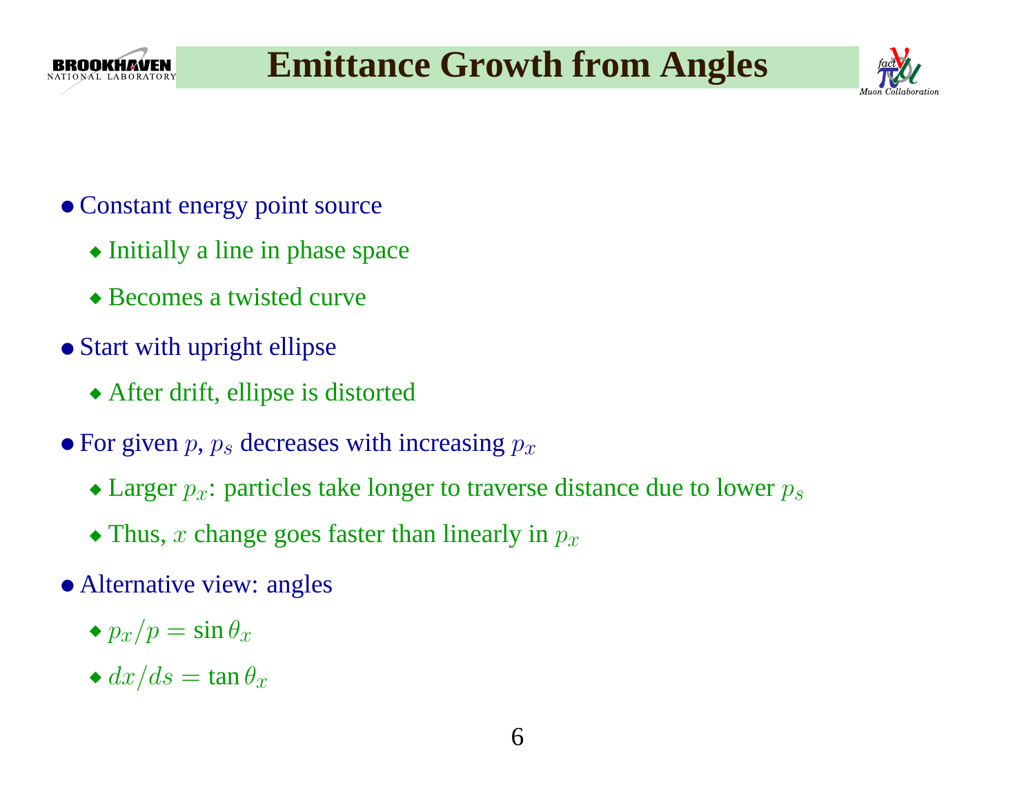# Emittance Growth from Angles

- Constant energy point source
  - Initially a line in phase space
  - Becomes a twisted curve
- Start with upright ellipse
  - After drift, ellipse is distorted
- For given $p$, $p_s$ decreases with increasing $p_x$
  - Larger $p_x$: particles take longer to traverse distance due to lower $p_s$
  - Thus, $x$ change goes faster than linearly in $p_x$
- Alternative view: angles
  - $p_x/p = \sin\theta_x$
  - $dx/ds = \tan\theta_x$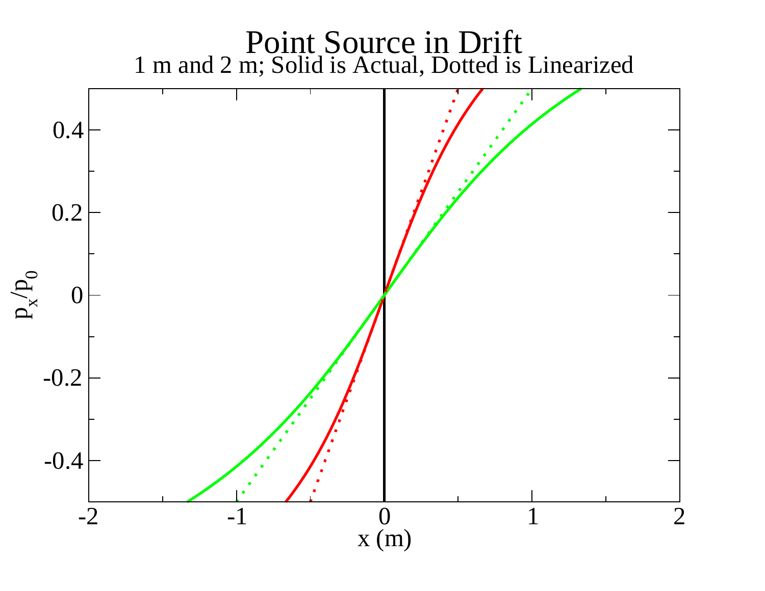Point Source in Drift

1 m and 2 m; Solid is Actual, Dotted is Linearized

$p_x/p_0$

0.4

0.2

0

-0.2

-0.4

-2

-1

0

1

2

x (m)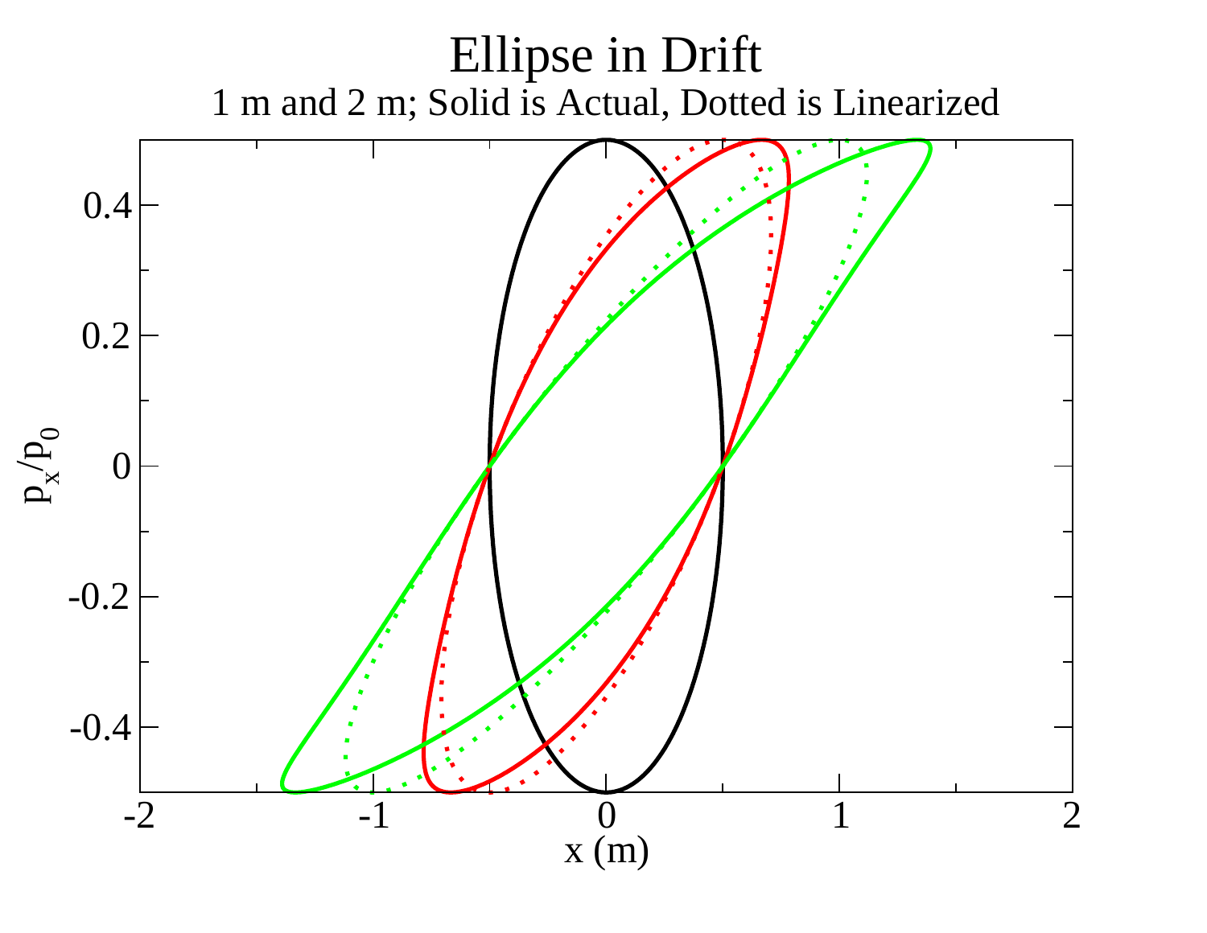Ellipse in Drift

1 m and 2 m; Solid is Actual, Dotted is Linearized

$p_x/p_0$

0.4

0.2

0

-0.2

-0.4

-2

-1

0

1

2

x (m)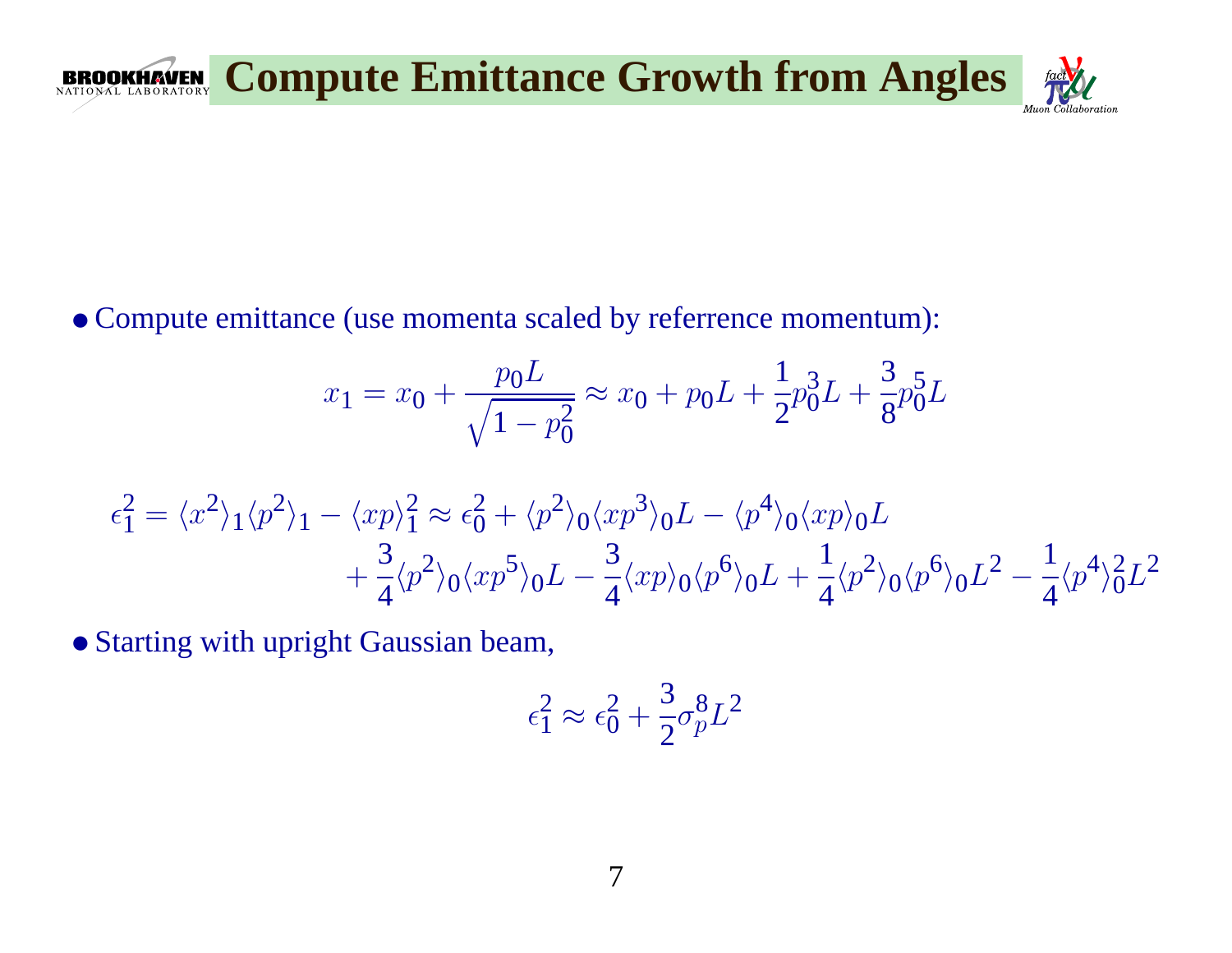# Compute Emittance Growth from Angles

- Compute emittance (use momenta scaled by referrence momentum):

$$x_1 = x_0 + \frac{p_0 L}{\sqrt{1 - p_0^2}} \approx x_0 + p_0 L + \frac{1}{2} p_0^3 L + \frac{3}{8} p_0^5 L$$

$$\begin{aligned}
\epsilon_1^2 = \langle x^2 \rangle_1 \langle p^2 \rangle_1 - \langle xp \rangle_1^2 \approx \epsilon_0^2 + \langle p^2 \rangle_0 \langle xp^3 \rangle_0 L - \langle p^4 \rangle_0 \langle xp \rangle_0 L \\
+ \frac{3}{4} \langle p^2 \rangle_0 \langle xp^5 \rangle_0 L - \frac{3}{4} \langle xp \rangle_0 \langle p^6 \rangle_0 L + \frac{1}{4} \langle p^2 \rangle_0 \langle p^6 \rangle_0 L^2 - \frac{1}{4} \langle p^4 \rangle_0^2 L^2
\end{aligned}$$

- Starting with upright Gaussian beam,

$$\epsilon_1^2 \approx \epsilon_0^2 + \frac{3}{2} \sigma_p^8 L^2$$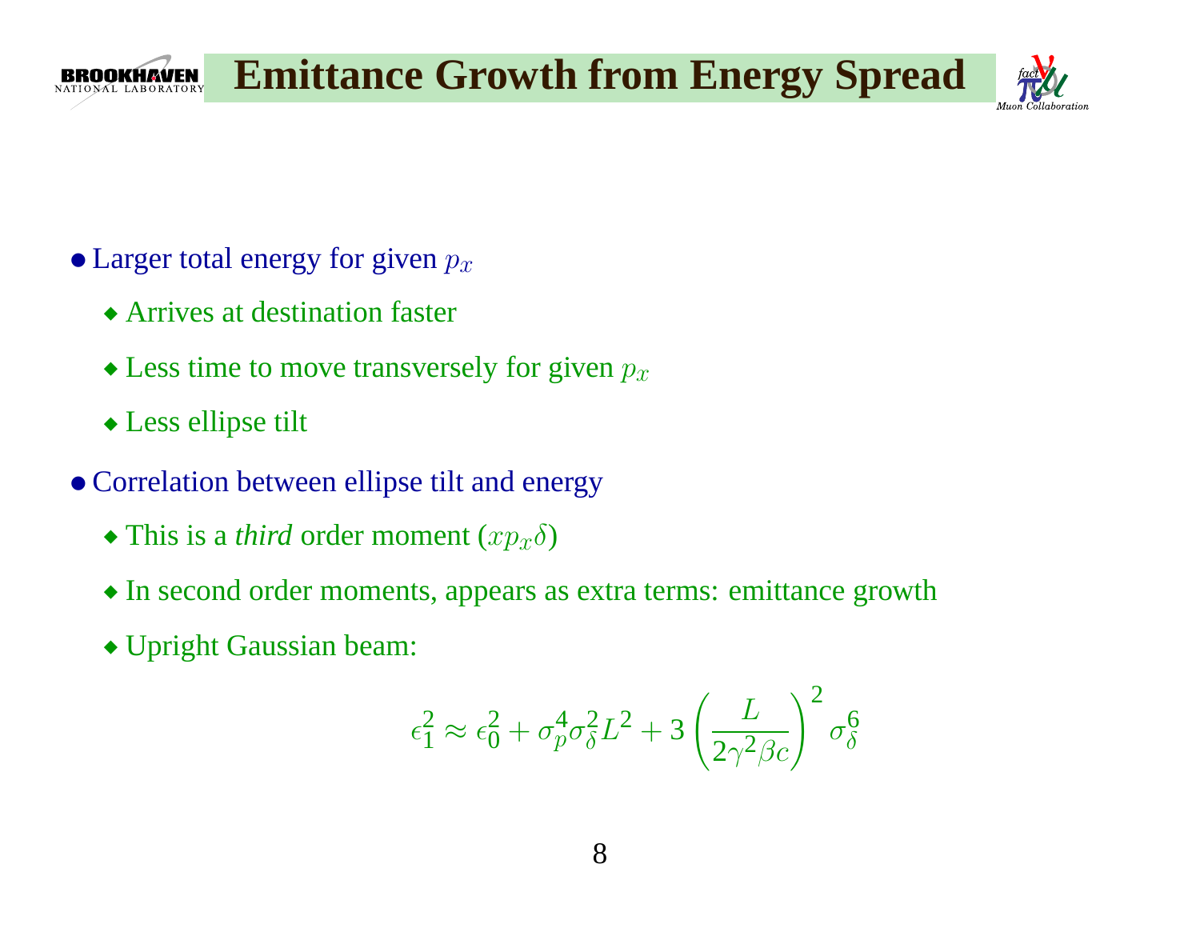# Emittance Growth from Energy Spread

- Larger total energy for given $p_x$
  - Arrives at destination faster
  - Less time to move transversely for given $p_x$
  - Less ellipse tilt
- Correlation between ellipse tilt and energy
  - This is a *third* order moment ($xp_x\delta$)
  - In second order moments, appears as extra terms: emittance growth
  - Upright Gaussian beam:

$$\epsilon_1^2 \approx \epsilon_0^2 + \sigma_p^4 \sigma_\delta^2 L^2 + 3\left(\frac{L}{2\gamma^2 \beta c}\right)^2 \sigma_\delta^6$$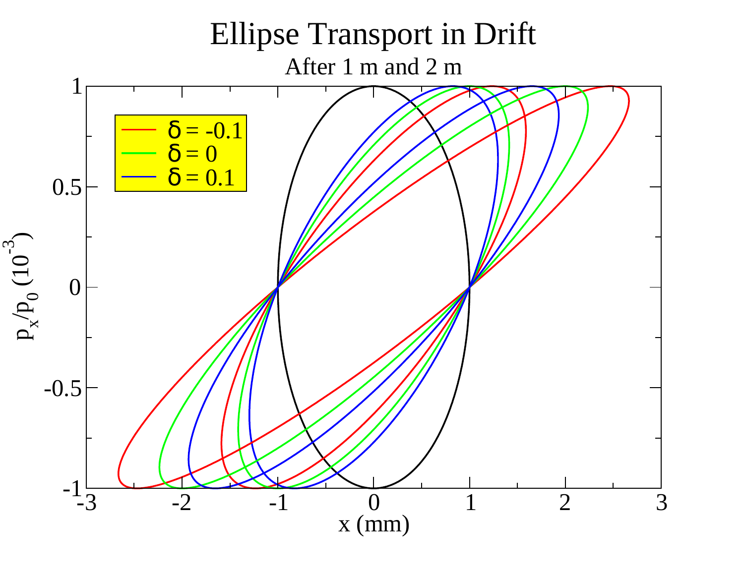# Ellipse Transport in Drift

After 1 m and 2 m

$\delta$ = -0.1

$\delta$ = 0

$\delta$ = 0.1

$p_x/p_0$ ($10^{-3}$)

x (mm)

1

0.5

0

-0.5

-1

-3

-2

-1

0

1

2

3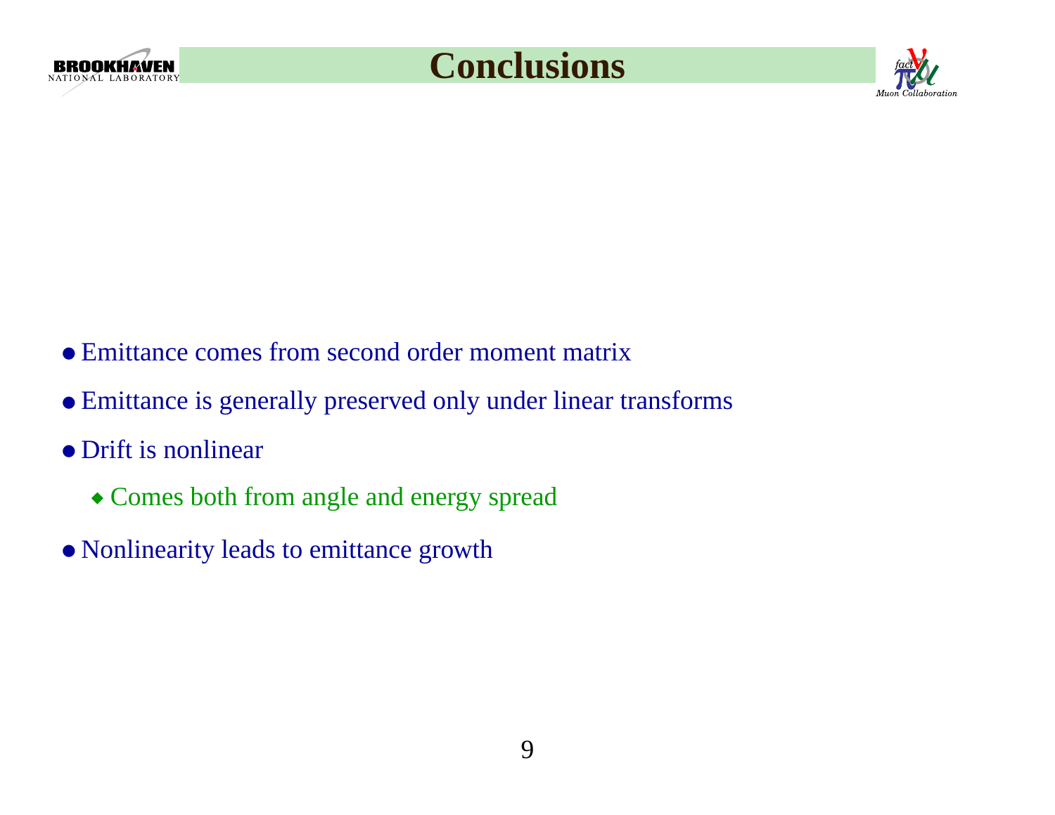# Conclusions

- Emittance comes from second order moment matrix
- Emittance is generally preserved only under linear transforms
- Drift is nonlinear
  - Comes both from angle and energy spread
- Nonlinearity leads to emittance growth